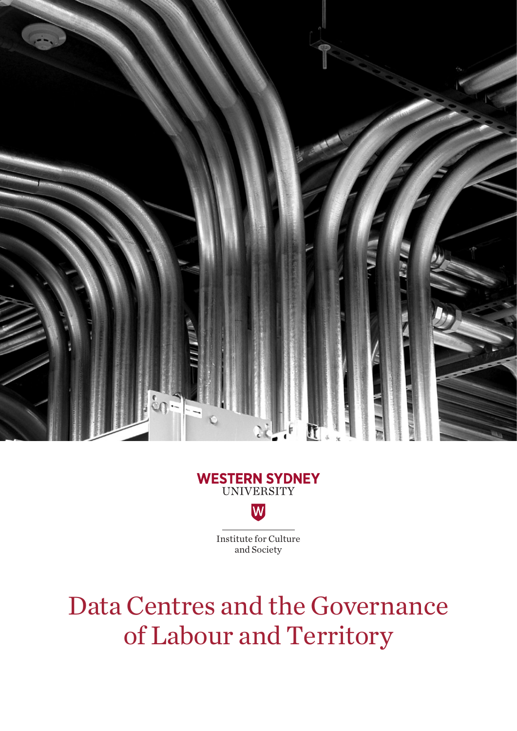WESTERN SYDNEY
UNIVERSITY

Institute for Culture and Society

# Data Centres and the Governance of Labour and Territory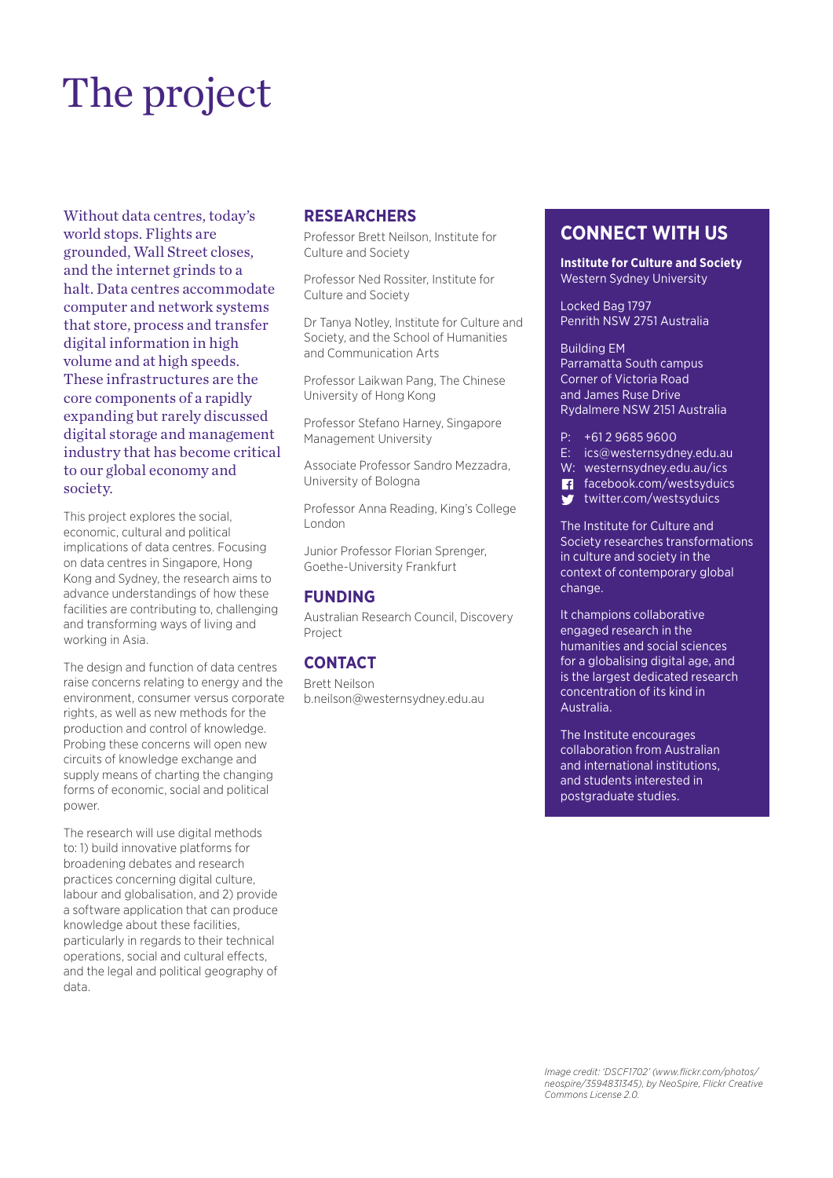# The project

Without data centres, today's world stops. Flights are grounded, Wall Street closes, and the internet grinds to a halt. Data centres accommodate computer and network systems that store, process and transfer digital information in high volume and at high speeds. These infrastructures are the core components of a rapidly expanding but rarely discussed digital storage and management industry that has become critical to our global economy and society.

This project explores the social, economic, cultural and political implications of data centres. Focusing on data centres in Singapore, Hong Kong and Sydney, the research aims to advance understandings of how these facilities are contributing to, challenging and transforming ways of living and working in Asia.

The design and function of data centres raise concerns relating to energy and the environment, consumer versus corporate rights, as well as new methods for the production and control of knowledge. Probing these concerns will open new circuits of knowledge exchange and supply means of charting the changing forms of economic, social and political power.

The research will use digital methods to: 1) build innovative platforms for broadening debates and research practices concerning digital culture, labour and globalisation, and 2) provide a software application that can produce knowledge about these facilities, particularly in regards to their technical operations, social and cultural effects, and the legal and political geography of data.

## RESEARCHERS

Professor Brett Neilson, Institute for Culture and Society

Professor Ned Rossiter, Institute for Culture and Society

Dr Tanya Notley, Institute for Culture and Society, and the School of Humanities and Communication Arts

Professor Laikwan Pang, The Chinese University of Hong Kong

Professor Stefano Harney, Singapore Management University

Associate Professor Sandro Mezzadra, University of Bologna

Professor Anna Reading, King's College London

Junior Professor Florian Sprenger, Goethe-University Frankfurt

## FUNDING

Australian Research Council, Discovery Project

## CONTACT

Brett Neilson
b.neilson@westernsydney.edu.au

## CONNECT WITH US

**Institute for Culture and Society**
Western Sydney University

Locked Bag 1797
Penrith NSW 2751 Australia

Building EM
Parramatta South campus
Corner of Victoria Road
and James Ruse Drive
Rydalmere NSW 2151 Australia

P: +61 2 9685 9600
E: ics@westernsydney.edu.au
W: westernsydney.edu.au/ics
facebook.com/westsyduics
twitter.com/westsyduics

The Institute for Culture and Society researches transformations in culture and society in the context of contemporary global change.

It champions collaborative engaged research in the humanities and social sciences for a globalising digital age, and is the largest dedicated research concentration of its kind in Australia.

The Institute encourages collaboration from Australian and international institutions, and students interested in postgraduate studies.

*Image credit: 'DSCF1702' (www.flickr.com/photos/neospire/3594831345), by NeoSpire, Flickr Creative Commons License 2.0.*